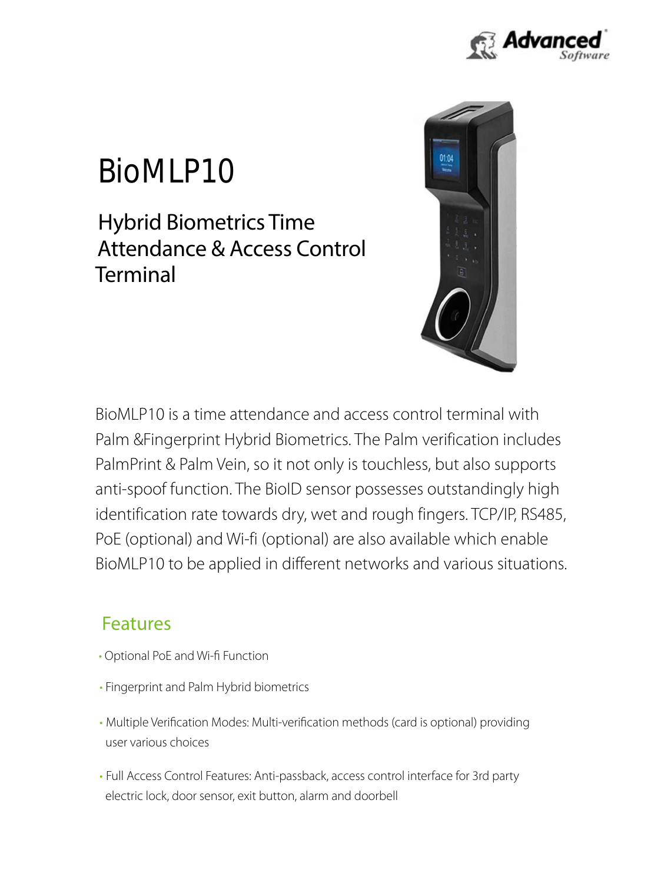# BioMLP10

## Hybrid Biometrics Time Attendance & Access Control Terminal

BioMLP10 is a time attendance and access control terminal with Palm &Fingerprint Hybrid Biometrics. The Palm verification includes PalmPrint & Palm Vein, so it not only is touchless, but also supports anti-spoof function. The BioID sensor possesses outstandingly high identification rate towards dry, wet and rough fingers. TCP/IP, RS485, PoE (optional) and Wi-fi (optional) are also available which enable BioMLP10 to be applied in different networks and various situations.

## Features

- Optional PoE and Wi-fi Function
- Fingerprint and Palm Hybrid biometrics
- Multiple Verification Modes: Multi-verification methods (card is optional) providing user various choices
- Full Access Control Features: Anti-passback, access control interface for 3rd party electric lock, door sensor, exit button, alarm and doorbell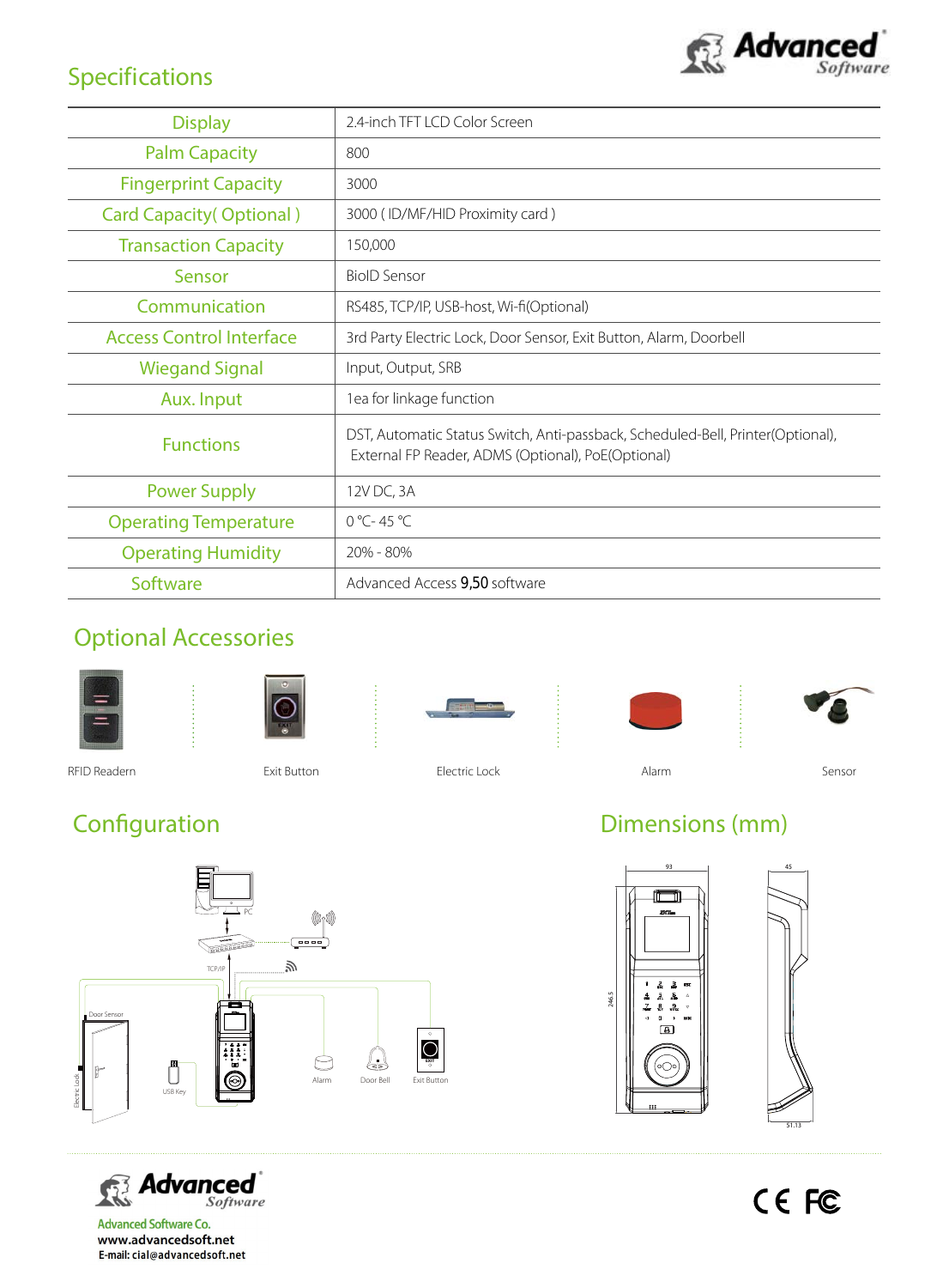## Specifications

| | |
|---|---|
| Display | 2.4-inch TFT LCD Color Screen |
| Palm Capacity | 800 |
| Fingerprint Capacity | 3000 |
| Card Capacity( Optional ) | 3000 ( ID/MF/HID Proximity card ) |
| Transaction Capacity | 150,000 |
| Sensor | BioID Sensor |
| Communication | RS485, TCP/IP, USB-host, Wi-fi(Optional) |
| Access Control Interface | 3rd Party Electric Lock, Door Sensor, Exit Button, Alarm, Doorbell |
| Wiegand Signal | Input, Output, SRB |
| Aux. Input | 1ea for linkage function |
| Functions | DST, Automatic Status Switch, Anti-passback, Scheduled-Bell, Printer(Optional), External FP Reader, ADMS (Optional), PoE(Optional) |
| Power Supply | 12V DC, 3A |
| Operating Temperature | 0 °C- 45 °C |
| Operating Humidity | 20% - 80% |
| Software | Advanced Access **9,50** software |

## Optional Accessories

RFID Readern

Exit Button

Electric Lock

Alarm

Sensor

## Configuration

PC

TCP/IP

Door Sensor

Electric Lock

USB Key

Alarm

Door Bell

Exit Button

## Dimensions (mm)

93

45

246.5

51.13

Advanced Software Co.
www.advancedsoft.net
E-mail: cial@advancedsoft.net